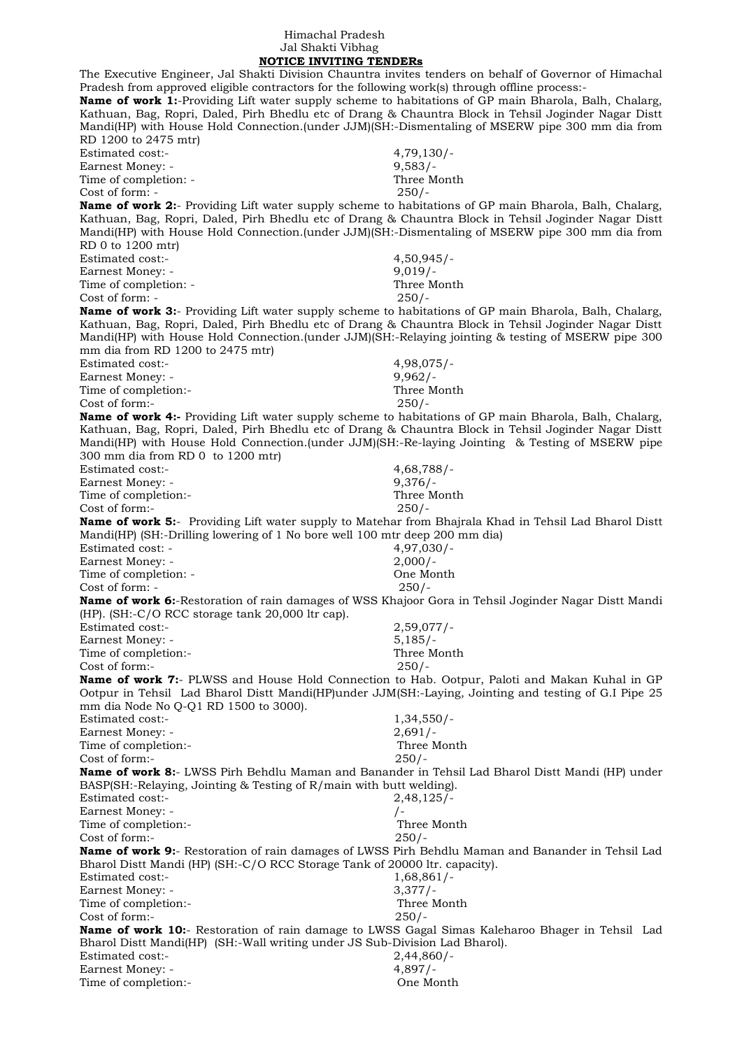Himachal Pradesh
Jal Shakti Vibhag

**NOTICE INVITING TENDERs**

The Executive Engineer, Jal Shakti Division Chauntra invites tenders on behalf of Governor of Himachal Pradesh from approved eligible contractors for the following work(s) through offline process:-

**Name of work 1:**-Providing Lift water supply scheme to habitations of GP main Bharola, Balh, Chalarg, Kathuan, Bag, Ropri, Daled, Pirh Bhedlu etc of Drang & Chauntra Block in Tehsil Joginder Nagar Distt Mandi(HP) with House Hold Connection.(under JJM)(SH:-Dismentaling of MSERW pipe 300 mm dia from RD 1200 to 2475 mtr)

Estimated cost:- 4,79,130/-
Earnest Money: - 9,583/-
Time of completion: - Three Month
Cost of form: - 250/-

**Name of work 2:**- Providing Lift water supply scheme to habitations of GP main Bharola, Balh, Chalarg, Kathuan, Bag, Ropri, Daled, Pirh Bhedlu etc of Drang & Chauntra Block in Tehsil Joginder Nagar Distt Mandi(HP) with House Hold Connection.(under JJM)(SH:-Dismentaling of MSERW pipe 300 mm dia from RD 0 to 1200 mtr)

Estimated cost:- 4,50,945/-
Earnest Money: - 9,019/-
Time of completion: - Three Month
Cost of form: - 250/-

**Name of work 3:**- Providing Lift water supply scheme to habitations of GP main Bharola, Balh, Chalarg, Kathuan, Bag, Ropri, Daled, Pirh Bhedlu etc of Drang & Chauntra Block in Tehsil Joginder Nagar Distt Mandi(HP) with House Hold Connection.(under JJM)(SH:-Relaying jointing & testing of MSERW pipe 300 mm dia from RD 1200 to 2475 mtr)

Estimated cost:- 4,98,075/-
Earnest Money: - 9,962/-
Time of completion:- Three Month
Cost of form:- 250/-

**Name of work 4:-** Providing Lift water supply scheme to habitations of GP main Bharola, Balh, Chalarg, Kathuan, Bag, Ropri, Daled, Pirh Bhedlu etc of Drang & Chauntra Block in Tehsil Joginder Nagar Distt Mandi(HP) with House Hold Connection.(under JJM)(SH:-Re-laying Jointing & Testing of MSERW pipe 300 mm dia from RD 0 to 1200 mtr)

Estimated cost:- 4,68,788/-
Earnest Money: - 9,376/-
Time of completion:- Three Month
Cost of form:- 250/-

**Name of work 5:**- Providing Lift water supply to Matehar from Bhajrala Khad in Tehsil Lad Bharol Distt Mandi(HP) (SH:-Drilling lowering of 1 No bore well 100 mtr deep 200 mm dia)

Estimated cost: - 4,97,030/-
Earnest Money: - 2,000/-
Time of completion: - One Month
Cost of form: - 250/-

**Name of work 6:**-Restoration of rain damages of WSS Khajoor Gora in Tehsil Joginder Nagar Distt Mandi (HP). (SH:-C/O RCC storage tank 20,000 ltr cap).

Estimated cost:- 2,59,077/-
Earnest Money: - 5,185/-
Time of completion:- Three Month
Cost of form:- 250/-

**Name of work 7:**- PLWSS and House Hold Connection to Hab. Ootpur, Paloti and Makan Kuhal in GP Ootpur in Tehsil Lad Bharol Distt Mandi(HP)under JJM(SH:-Laying, Jointing and testing of G.I Pipe 25 mm dia Node No Q-Q1 RD 1500 to 3000).

Estimated cost:- 1,34,550/-
Earnest Money: - 2,691/-
Time of completion:- Three Month
Cost of form:- 250/-

**Name of work 8:**- LWSS Pirh Behdlu Maman and Banander in Tehsil Lad Bharol Distt Mandi (HP) under BASP(SH:-Relaying, Jointing & Testing of R/main with butt welding).

Estimated cost:- 2,48,125/-
Earnest Money: - /-
Time of completion:- Three Month
Cost of form:- 250/-

**Name of work 9:**- Restoration of rain damages of LWSS Pirh Behdlu Maman and Banander in Tehsil Lad Bharol Distt Mandi (HP) (SH:-C/O RCC Storage Tank of 20000 ltr. capacity).

Estimated cost:- 1,68,861/-
Earnest Money: - 3,377/-
Time of completion:- Three Month
Cost of form:- 250/-

**Name of work 10:**- Restoration of rain damage to LWSS Gagal Simas Kaleharoo Bhager in Tehsil Lad Bharol Distt Mandi(HP) (SH:-Wall writing under JS Sub-Division Lad Bharol).

Estimated cost:- 2,44,860/-
Earnest Money: - 4,897/-
Time of completion:- One Month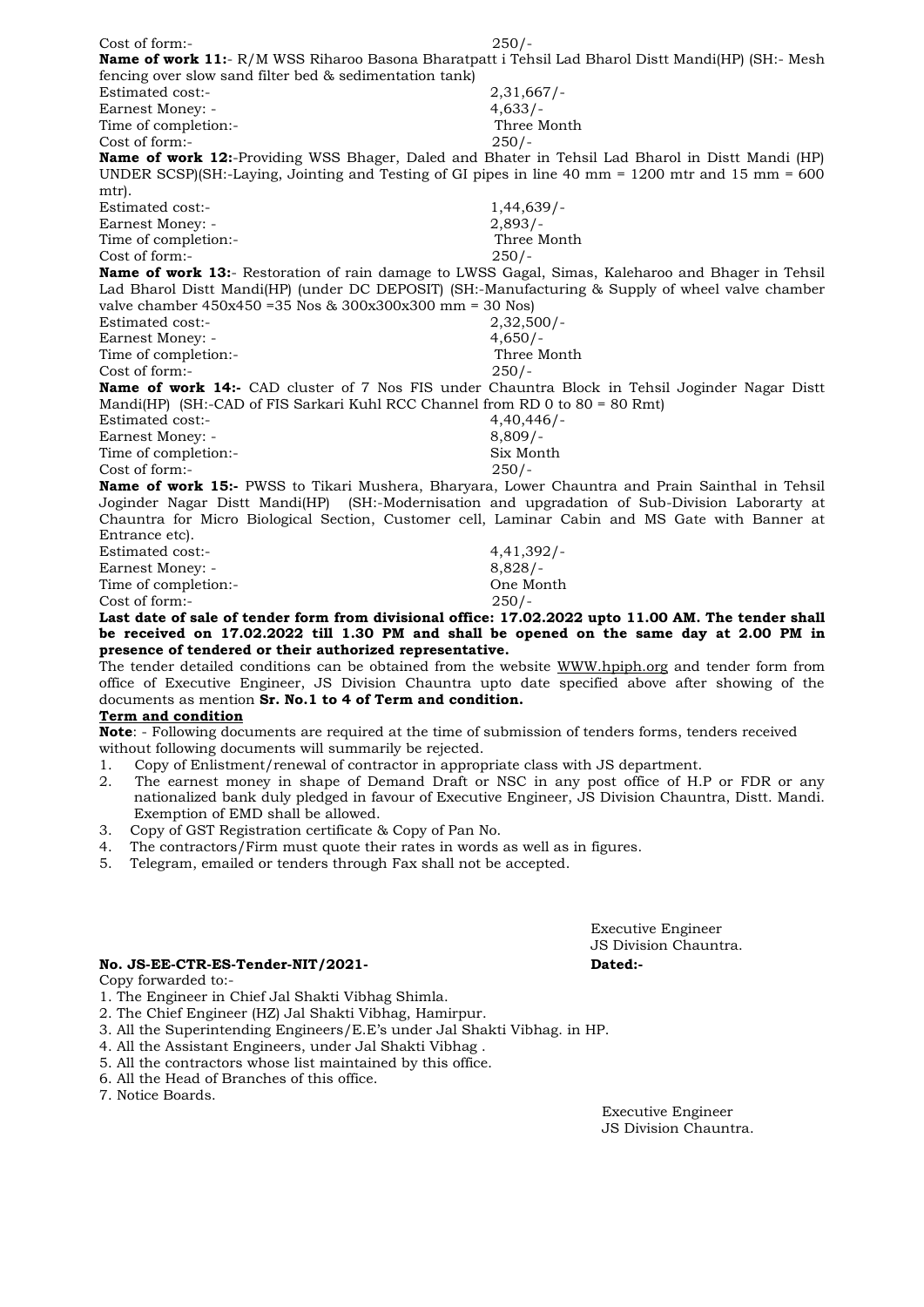Cost of form:- 250/-

**Name of work 11:**- R/M WSS Riharoo Basona Bharatpatt i Tehsil Lad Bharol Distt Mandi(HP) (SH:- Mesh fencing over slow sand filter bed & sedimentation tank)

Estimated cost:- 2,31,667/-
Earnest Money: - 4,633/-
Time of completion:- Three Month
Cost of form:- 250/-

**Name of work 12:**-Providing WSS Bhager, Daled and Bhater in Tehsil Lad Bharol in Distt Mandi (HP) UNDER SCSP)(SH:-Laying, Jointing and Testing of GI pipes in line 40 mm = 1200 mtr and 15 mm = 600 mtr).

Estimated cost:- 1,44,639/-
Earnest Money: - 2,893/-
Time of completion:- Three Month
Cost of form:- 250/-

**Name of work 13:**- Restoration of rain damage to LWSS Gagal, Simas, Kaleharoo and Bhager in Tehsil Lad Bharol Distt Mandi(HP) (under DC DEPOSIT) (SH:-Manufacturing & Supply of wheel valve chamber valve chamber 450x450 =35 Nos & 300x300x300 mm = 30 Nos)

Estimated cost:- 2,32,500/-
Earnest Money: - 4,650/-
Time of completion:- Three Month
Cost of form:- 250/-

**Name of work 14:-** CAD cluster of 7 Nos FIS under Chauntra Block in Tehsil Joginder Nagar Distt Mandi(HP) (SH:-CAD of FIS Sarkari Kuhl RCC Channel from RD 0 to 80 = 80 Rmt)

Estimated cost:- 4,40,446/-
Earnest Money: - 8,809/-
Time of completion:- Six Month
Cost of form:- 250/-

**Name of work 15:-** PWSS to Tikari Mushera, Bharyara, Lower Chauntra and Prain Sainthal in Tehsil Joginder Nagar Distt Mandi(HP) (SH:-Modernisation and upgradation of Sub-Division Laborarty at Chauntra for Micro Biological Section, Customer cell, Laminar Cabin and MS Gate with Banner at Entrance etc).

Estimated cost:- 4,41,392/-
Earnest Money: - 8,828/-
Time of completion:- One Month
Cost of form:- 250/-

**Last date of sale of tender form from divisional office: 17.02.2022 upto 11.00 AM. The tender shall be received on 17.02.2022 till 1.30 PM and shall be opened on the same day at 2.00 PM in presence of tendered or their authorized representative.**

The tender detailed conditions can be obtained from the website WWW.hpiph.org and tender form from office of Executive Engineer, JS Division Chauntra upto date specified above after showing of the documents as mention **Sr. No.1 to 4 of Term and condition.**

**Term and condition**

**Note**: - Following documents are required at the time of submission of tenders forms, tenders received without following documents will summarily be rejected.

1. Copy of Enlistment/renewal of contractor in appropriate class with JS department.
2. The earnest money in shape of Demand Draft or NSC in any post office of H.P or FDR or any nationalized bank duly pledged in favour of Executive Engineer, JS Division Chauntra, Distt. Mandi. Exemption of EMD shall be allowed.
3. Copy of GST Registration certificate & Copy of Pan No.
4. The contractors/Firm must quote their rates in words as well as in figures.
5. Telegram, emailed or tenders through Fax shall not be accepted.

Executive Engineer
JS Division Chauntra.

**No. JS-EE-CTR-ES-Tender-NIT/2021-** **Dated:-**

Copy forwarded to:-

1. The Engineer in Chief Jal Shakti Vibhag Shimla.
2. The Chief Engineer (HZ) Jal Shakti Vibhag, Hamirpur.
3. All the Superintending Engineers/E.E's under Jal Shakti Vibhag. in HP.
4. All the Assistant Engineers, under Jal Shakti Vibhag .
5. All the contractors whose list maintained by this office.
6. All the Head of Branches of this office.
7. Notice Boards.

Executive Engineer
JS Division Chauntra.